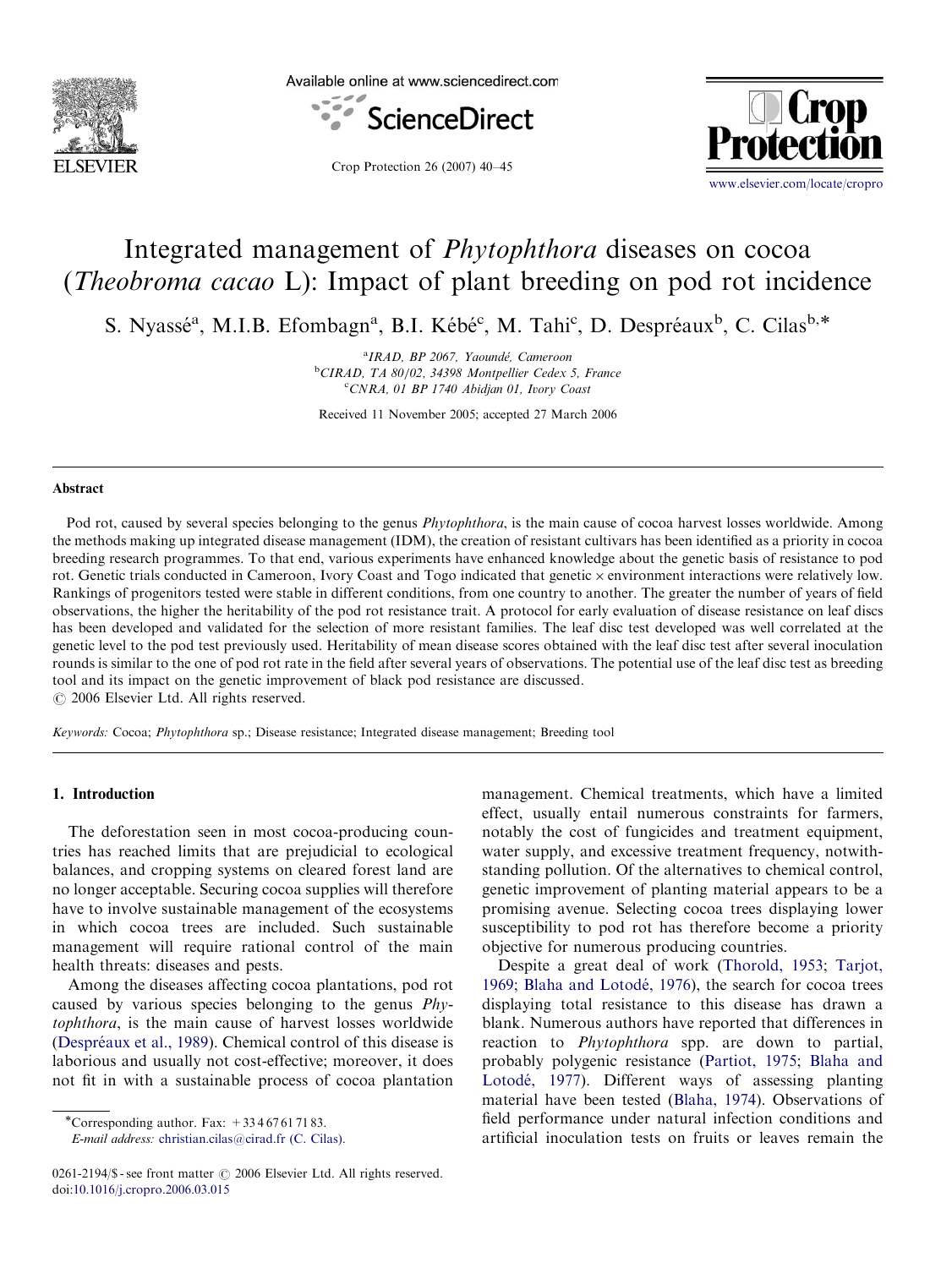# Integrated management of *Phytophthora* diseases on cocoa (*Theobroma cacao* L): Impact of plant breeding on pod rot incidence

S. Nyassé[a], M.I.B. Efombagn[a], B.I. Kébé[c], M. Tahi[c], D. Despréaux[b], C. Cilas[b,*]

[a]IRAD, BP 2067, Yaoundé, Cameroon
[b]CIRAD, TA 80/02, 34398 Montpellier Cedex 5, France
[c]CNRA, 01 BP 1740 Abidjan 01, Ivory Coast

Received 11 November 2005; accepted 27 March 2006

## Abstract

Pod rot, caused by several species belonging to the genus *Phytophthora*, is the main cause of cocoa harvest losses worldwide. Among the methods making up integrated disease management (IDM), the creation of resistant cultivars has been identified as a priority in cocoa breeding research programmes. To that end, various experiments have enhanced knowledge about the genetic basis of resistance to pod rot. Genetic trials conducted in Cameroon, Ivory Coast and Togo indicated that genetic × environment interactions were relatively low. Rankings of progenitors tested were stable in different conditions, from one country to another. The greater the number of years of field observations, the higher the heritability of the pod rot resistance trait. A protocol for early evaluation of disease resistance on leaf discs has been developed and validated for the selection of more resistant families. The leaf disc test developed was well correlated at the genetic level to the pod test previously used. Heritability of mean disease scores obtained with the leaf disc test after several inoculation rounds is similar to the one of pod rot rate in the field after several years of observations. The potential use of the leaf disc test as breeding tool and its impact on the genetic improvement of black pod resistance are discussed.
© 2006 Elsevier Ltd. All rights reserved.

*Keywords:* Cocoa; *Phytophthora* sp.; Disease resistance; Integrated disease management; Breeding tool

## 1. Introduction

The deforestation seen in most cocoa-producing countries has reached limits that are prejudicial to ecological balances, and cropping systems on cleared forest land are no longer acceptable. Securing cocoa supplies will therefore have to involve sustainable management of the ecosystems in which cocoa trees are included. Such sustainable management will require rational control of the main health threats: diseases and pests.

Among the diseases affecting cocoa plantations, pod rot caused by various species belonging to the genus *Phytophthora*, is the main cause of harvest losses worldwide (Despréaux et al., 1989). Chemical control of this disease is laborious and usually not cost-effective; moreover, it does not fit in with a sustainable process of cocoa plantation management. Chemical treatments, which have a limited effect, usually entail numerous constraints for farmers, notably the cost of fungicides and treatment equipment, water supply, and excessive treatment frequency, notwithstanding pollution. Of the alternatives to chemical control, genetic improvement of planting material appears to be a promising avenue. Selecting cocoa trees displaying lower susceptibility to pod rot has therefore become a priority objective for numerous producing countries.

Despite a great deal of work (Thorold, 1953; Tarjot, 1969; Blaha and Lotodé, 1976), the search for cocoa trees displaying total resistance to this disease has drawn a blank. Numerous authors have reported that differences in reaction to *Phytophthora* spp. are down to partial, probably polygenic resistance (Partiot, 1975; Blaha and Lotodé, 1977). Different ways of assessing planting material have been tested (Blaha, 1974). Observations of field performance under natural infection conditions and artificial inoculation tests on fruits or leaves remain the

*Corresponding author. Fax: +33 4 67 61 71 83.
*E-mail address:* christian.cilas@cirad.fr (C. Cilas).

0261-2194/$ - see front matter © 2006 Elsevier Ltd. All rights reserved.
doi:10.1016/j.cropro.2006.03.015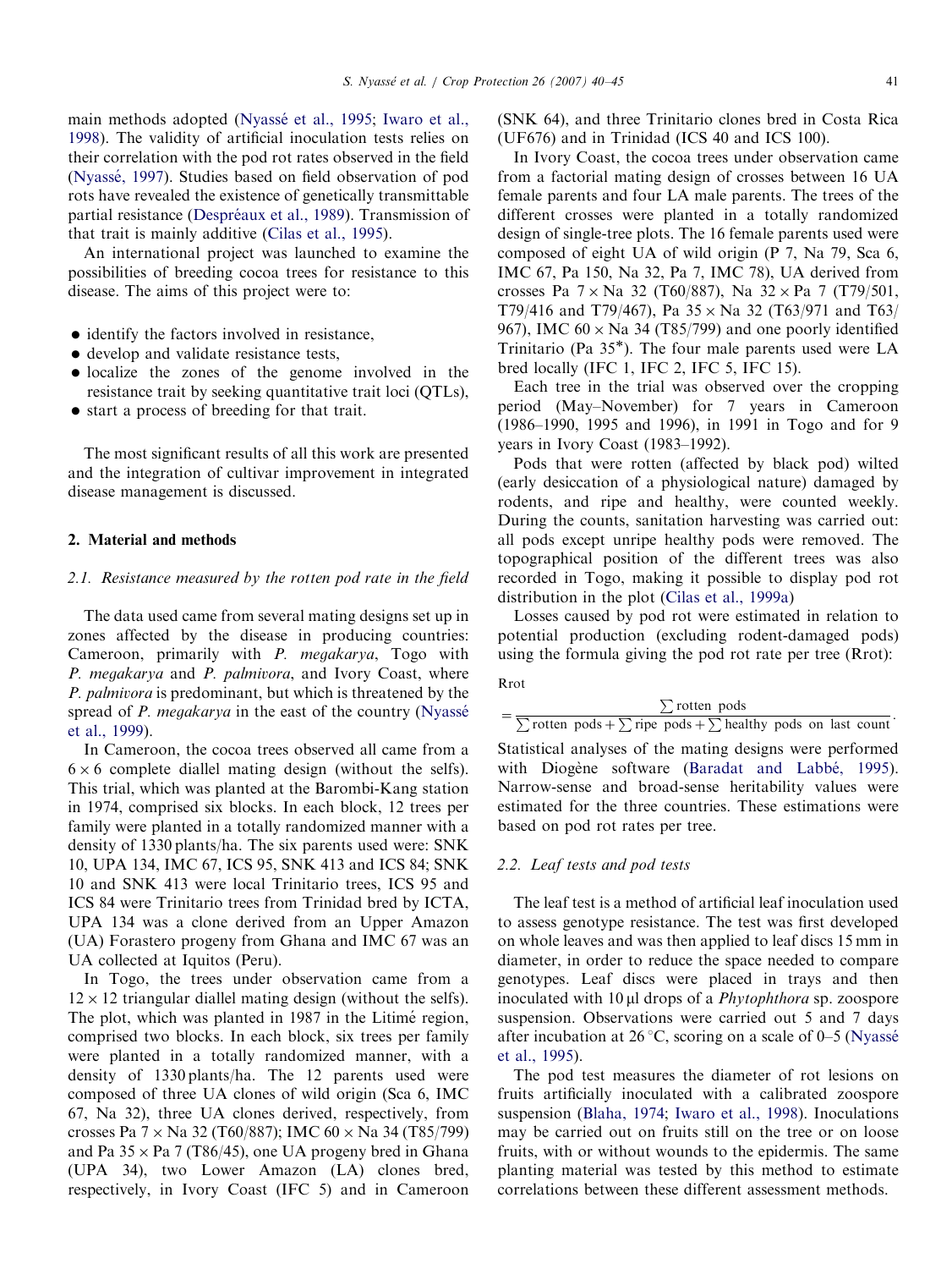main methods adopted (Nyassé et al., 1995; Iwaro et al., 1998). The validity of artificial inoculation tests relies on their correlation with the pod rot rates observed in the field (Nyassé, 1997). Studies based on field observation of pod rots have revealed the existence of genetically transmittable partial resistance (Despréaux et al., 1989). Transmission of that trait is mainly additive (Cilas et al., 1995).

An international project was launched to examine the possibilities of breeding cocoa trees for resistance to this disease. The aims of this project were to:

- identify the factors involved in resistance,
- develop and validate resistance tests,
- localize the zones of the genome involved in the resistance trait by seeking quantitative trait loci (QTLs),
- start a process of breeding for that trait.

The most significant results of all this work are presented and the integration of cultivar improvement in integrated disease management is discussed.

## 2. Material and methods

### 2.1. Resistance measured by the rotten pod rate in the field

The data used came from several mating designs set up in zones affected by the disease in producing countries: Cameroon, primarily with *P. megakarya*, Togo with *P. megakarya* and *P. palmivora*, and Ivory Coast, where *P. palmivora* is predominant, but which is threatened by the spread of *P. megakarya* in the east of the country (Nyassé et al., 1999).

In Cameroon, the cocoa trees observed all came from a $6 \times 6$ complete diallel mating design (without the selfs). This trial, which was planted at the Barombi-Kang station in 1974, comprised six blocks. In each block, 12 trees per family were planted in a totally randomized manner with a density of 1330 plants/ha. The six parents used were: SNK 10, UPA 134, IMC 67, ICS 95, SNK 413 and ICS 84; SNK 10 and SNK 413 were local Trinitario trees, ICS 95 and ICS 84 were Trinitario trees from Trinidad bred by ICTA, UPA 134 was a clone derived from an Upper Amazon (UA) Forastero progeny from Ghana and IMC 67 was an UA collected at Iquitos (Peru).

In Togo, the trees under observation came from a $12 \times 12$ triangular diallel mating design (without the selfs). The plot, which was planted in 1987 in the Litimé region, comprised two blocks. In each block, six trees per family were planted in a totally randomized manner, with a density of 1330 plants/ha. The 12 parents used were composed of three UA clones of wild origin (Sca 6, IMC 67, Na 32), three UA clones derived, respectively, from crosses Pa 7 × Na 32 (T60/887); IMC 60 × Na 34 (T85/799) and Pa 35 × Pa 7 (T86/45), one UA progeny bred in Ghana (UPA 34), two Lower Amazon (LA) clones bred, respectively, in Ivory Coast (IFC 5) and in Cameroon (SNK 64), and three Trinitario clones bred in Costa Rica (UF676) and in Trinidad (ICS 40 and ICS 100).

In Ivory Coast, the cocoa trees under observation came from a factorial mating design of crosses between 16 UA female parents and four LA male parents. The trees of the different crosses were planted in a totally randomized design of single-tree plots. The 16 female parents used were composed of eight UA of wild origin (P 7, Na 79, Sca 6, IMC 67, Pa 150, Na 32, Pa 7, IMC 78), UA derived from crosses Pa 7 × Na 32 (T60/887), Na 32 × Pa 7 (T79/501, T79/416 and T79/467), Pa 35 × Na 32 (T63/971 and T63/967), IMC 60 × Na 34 (T85/799) and one poorly identified Trinitario (Pa 35*). The four male parents used were LA bred locally (IFC 1, IFC 2, IFC 5, IFC 15).

Each tree in the trial was observed over the cropping period (May–November) for 7 years in Cameroon (1986–1990, 1995 and 1996), in 1991 in Togo and for 9 years in Ivory Coast (1983–1992).

Pods that were rotten (affected by black pod) wilted (early desiccation of a physiological nature) damaged by rodents, and ripe and healthy, were counted weekly. During the counts, sanitation harvesting was carried out: all pods except unripe healthy pods were removed. The topographical position of the different trees was also recorded in Togo, making it possible to display pod rot distribution in the plot (Cilas et al., 1999a)

Losses caused by pod rot were estimated in relation to potential production (excluding rodent-damaged pods) using the formula giving the pod rot rate per tree (Rrot):

$$\text{Rrot} = \frac{\sum \text{rotten pods}}{\sum \text{rotten pods} + \sum \text{ripe pods} + \sum \text{healthy pods on last count}}.$$

Statistical analyses of the mating designs were performed with Diogène software (Baradat and Labbé, 1995). Narrow-sense and broad-sense heritability values were estimated for the three countries. These estimations were based on pod rot rates per tree.

### 2.2. Leaf tests and pod tests

The leaf test is a method of artificial leaf inoculation used to assess genotype resistance. The test was first developed on whole leaves and was then applied to leaf discs 15 mm in diameter, in order to reduce the space needed to compare genotypes. Leaf discs were placed in trays and then inoculated with 10 μl drops of a *Phytophthora* sp. zoospore suspension. Observations were carried out 5 and 7 days after incubation at 26 °C, scoring on a scale of 0–5 (Nyassé et al., 1995).

The pod test measures the diameter of rot lesions on fruits artificially inoculated with a calibrated zoospore suspension (Blaha, 1974; Iwaro et al., 1998). Inoculations may be carried out on fruits still on the tree or on loose fruits, with or without wounds to the epidermis. The same planting material was tested by this method to estimate correlations between these different assessment methods.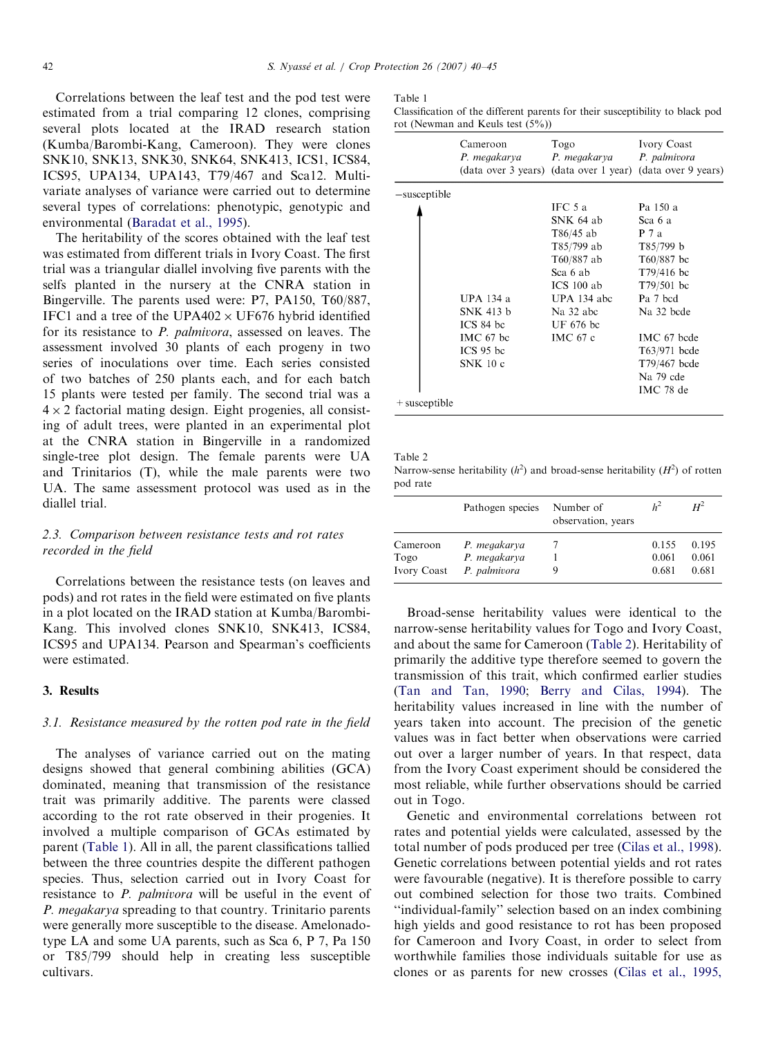Correlations between the leaf test and the pod test were estimated from a trial comparing 12 clones, comprising several plots located at the IRAD research station (Kumba/Barombi-Kang, Cameroon). They were clones SNK10, SNK13, SNK30, SNK64, SNK413, ICS1, ICS84, ICS95, UPA134, UPA143, T79/467 and Sca12. Multivariate analyses of variance were carried out to determine several types of correlations: phenotypic, genotypic and environmental (Baradat et al., 1995).

The heritability of the scores obtained with the leaf test was estimated from different trials in Ivory Coast. The first trial was a triangular diallel involving five parents with the selfs planted in the nursery at the CNRA station in Bingerville. The parents used were: P7, PA150, T60/887, IFC1 and a tree of the UPA402 × UF676 hybrid identified for its resistance to *P. palmivora*, assessed on leaves. The assessment involved 30 plants of each progeny in two series of inoculations over time. Each series consisted of two batches of 250 plants each, and for each batch 15 plants were tested per family. The second trial was a 4 × 2 factorial mating design. Eight progenies, all consisting of adult trees, were planted in an experimental plot at the CNRA station in Bingerville in a randomized single-tree plot design. The female parents were UA and Trinitarios (T), while the male parents were two UA. The same assessment protocol was used as in the diallel trial.

### 2.3. Comparison between resistance tests and rot rates recorded in the field

Correlations between the resistance tests (on leaves and pods) and rot rates in the field were estimated on five plants in a plot located on the IRAD station at Kumba/Barombi-Kang. This involved clones SNK10, SNK413, ICS84, ICS95 and UPA134. Pearson and Spearman's coefficients were estimated.

## 3. Results

### 3.1. Resistance measured by the rotten pod rate in the field

The analyses of variance carried out on the mating designs showed that general combining abilities (GCA) dominated, meaning that transmission of the resistance trait was primarily additive. The parents were classed according to the rot rate observed in their progenies. It involved a multiple comparison of GCAs estimated by parent (Table 1). All in all, the parent classifications tallied between the three countries despite the different pathogen species. Thus, selection carried out in Ivory Coast for resistance to *P. palmivora* will be useful in the event of *P. megakarya* spreading to that country. Trinitario parents were generally more susceptible to the disease. Amelonado-type LA and some UA parents, such as Sca 6, P 7, Pa 150 or T85/799 should help in creating less susceptible cultivars.

Table 1
Classification of the different parents for their susceptibility to black pod rot (Newman and Keuls test (5%))

| | Cameroon *P. megakarya* (data over 3 years) | Togo *P. megakarya* (data over 1 year) | Ivory Coast *P. palmivora* (data over 9 years) |
|---|---|---|---|
| −susceptible | | | |
| | | IFC 5 a | Pa 150 a |
| | | SNK 64 ab | Sca 6 a |
| | | T86/45 ab | P 7 a |
| | | T85/799 ab | T85/799 b |
| | | T60/887 ab | T60/887 bc |
| | | Sca 6 ab | T79/416 bc |
| | | ICS 100 ab | T79/501 bc |
| | UPA 134 a | UPA 134 abc | Pa 7 bcd |
| | SNK 413 b | Na 32 abc | Na 32 bcde |
| | ICS 84 bc | UF 676 bc | |
| | IMC 67 bc | IMC 67 c | IMC 67 bcde |
| | ICS 95 bc | | T63/971 bcde |
| | SNK 10 c | | T79/467 bcde |
| | | | Na 79 cde |
| | | | IMC 78 de |
| + susceptible | | | |

Table 2
Narrow-sense heritability ($h^2$) and broad-sense heritability ($H^2$) of rotten pod rate

| | Pathogen species | Number of observation, years | $h^2$ | $H^2$ |
|---|---|---|---|---|
| Cameroon | *P. megakarya* | 7 | 0.155 | 0.195 |
| Togo | *P. megakarya* | 1 | 0.061 | 0.061 |
| Ivory Coast | *P. palmivora* | 9 | 0.681 | 0.681 |

Broad-sense heritability values were identical to the narrow-sense heritability values for Togo and Ivory Coast, and about the same for Cameroon (Table 2). Heritability of primarily the additive type therefore seemed to govern the transmission of this trait, which confirmed earlier studies (Tan and Tan, 1990; Berry and Cilas, 1994). The heritability values increased in line with the number of years taken into account. The precision of the genetic values was in fact better when observations were carried out over a larger number of years. In that respect, data from the Ivory Coast experiment should be considered the most reliable, while further observations should be carried out in Togo.

Genetic and environmental correlations between rot rates and potential yields were calculated, assessed by the total number of pods produced per tree (Cilas et al., 1998). Genetic correlations between potential yields and rot rates were favourable (negative). It is therefore possible to carry out combined selection for those two traits. Combined "individual-family" selection based on an index combining high yields and good resistance to rot has been proposed for Cameroon and Ivory Coast, in order to select from worthwhile families those individuals suitable for use as clones or as parents for new crosses (Cilas et al., 1995,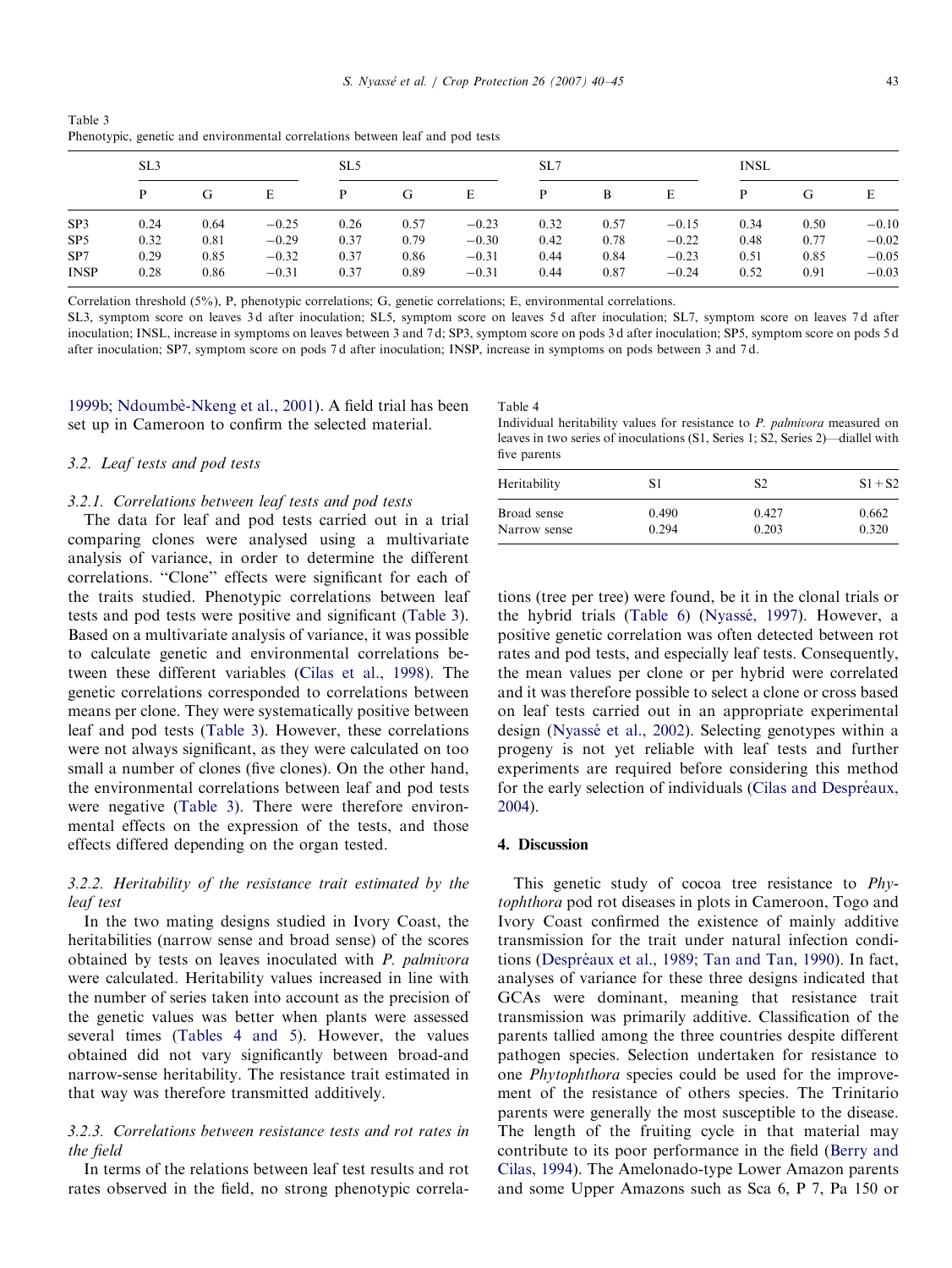Table 3
Phenotypic, genetic and environmental correlations between leaf and pod tests

| | SL3 | | | SL5 | | | SL7 | | | INSL | | |
|---|---|---|---|---|---|---|---|---|---|---|---|---|
| | P | G | E | P | G | E | P | B | E | P | G | E |
| SP3 | 0.24 | 0.64 | −0.25 | 0.26 | 0.57 | −0.23 | 0.32 | 0.57 | −0.15 | 0.34 | 0.50 | −0.10 |
| SP5 | 0.32 | 0.81 | −0.29 | 0.37 | 0.79 | −0.30 | 0.42 | 0.78 | −0.22 | 0.48 | 0.77 | −0.02 |
| SP7 | 0.29 | 0.85 | −0.32 | 0.37 | 0.86 | −0.31 | 0.44 | 0.84 | −0.23 | 0.51 | 0.85 | −0.05 |
| INSP | 0.28 | 0.86 | −0.31 | 0.37 | 0.89 | −0.31 | 0.44 | 0.87 | −0.24 | 0.52 | 0.91 | −0.03 |

Correlation threshold (5%), P, phenotypic correlations; G, genetic correlations; E, environmental correlations.

SL3, symptom score on leaves 3 d after inoculation; SL5, symptom score on leaves 5 d after inoculation; SL7, symptom score on leaves 7 d after inoculation; INSL, increase in symptoms on leaves between 3 and 7 d; SP3, symptom score on pods 3 d after inoculation; SP5, symptom score on pods 5 d after inoculation; SP7, symptom score on pods 7 d after inoculation; INSP, increase in symptoms on pods between 3 and 7 d.

1999b; Ndoumbè-Nkeng et al., 2001). A field trial has been set up in Cameroon to confirm the selected material.

### 3.2. Leaf tests and pod tests

#### 3.2.1. Correlations between leaf tests and pod tests

The data for leaf and pod tests carried out in a trial comparing clones were analysed using a multivariate analysis of variance, in order to determine the different correlations. "Clone" effects were significant for each of the traits studied. Phenotypic correlations between leaf tests and pod tests were positive and significant (Table 3). Based on a multivariate analysis of variance, it was possible to calculate genetic and environmental correlations between these different variables (Cilas et al., 1998). The genetic correlations corresponded to correlations between means per clone. They were systematically positive between leaf and pod tests (Table 3). However, these correlations were not always significant, as they were calculated on too small a number of clones (five clones). On the other hand, the environmental correlations between leaf and pod tests were negative (Table 3). There were therefore environmental effects on the expression of the tests, and those effects differed depending on the organ tested.

#### 3.2.2. Heritability of the resistance trait estimated by the leaf test

In the two mating designs studied in Ivory Coast, the heritabilities (narrow sense and broad sense) of the scores obtained by tests on leaves inoculated with *P. palmivora* were calculated. Heritability values increased in line with the number of series taken into account as the precision of the genetic values was better when plants were assessed several times (Tables 4 and 5). However, the values obtained did not vary significantly between broad-and narrow-sense heritability. The resistance trait estimated in that way was therefore transmitted additively.

#### 3.2.3. Correlations between resistance tests and rot rates in the field

In terms of the relations between leaf test results and rot rates observed in the field, no strong phenotypic correlations (tree per tree) were found, be it in the clonal trials or the hybrid trials (Table 6) (Nyassé, 1997). However, a positive genetic correlation was often detected between rot rates and pod tests, and especially leaf tests. Consequently, the mean values per clone or per hybrid were correlated and it was therefore possible to select a clone or cross based on leaf tests carried out in an appropriate experimental design (Nyassé et al., 2002). Selecting genotypes within a progeny is not yet reliable with leaf tests and further experiments are required before considering this method for the early selection of individuals (Cilas and Despréaux, 2004).

Table 4
Individual heritability values for resistance to *P. palmivora* measured on leaves in two series of inoculations (S1, Series 1; S2, Series 2)—diallel with five parents

| Heritability | S1 | S2 | S1 + S2 |
|---|---|---|---|
| Broad sense | 0.490 | 0.427 | 0.662 |
| Narrow sense | 0.294 | 0.203 | 0.320 |

## 4. Discussion

This genetic study of cocoa tree resistance to *Phytophthora* pod rot diseases in plots in Cameroon, Togo and Ivory Coast confirmed the existence of mainly additive transmission for the trait under natural infection conditions (Despréaux et al., 1989; Tan and Tan, 1990). In fact, analyses of variance for these three designs indicated that GCAs were dominant, meaning that resistance trait transmission was primarily additive. Classification of the parents tallied among the three countries despite different pathogen species. Selection undertaken for resistance to one *Phytophthora* species could be used for the improvement of the resistance of others species. The Trinitario parents were generally the most susceptible to the disease. The length of the fruiting cycle in that material may contribute to its poor performance in the field (Berry and Cilas, 1994). The Amelonado-type Lower Amazon parents and some Upper Amazons such as Sca 6, P 7, Pa 150 or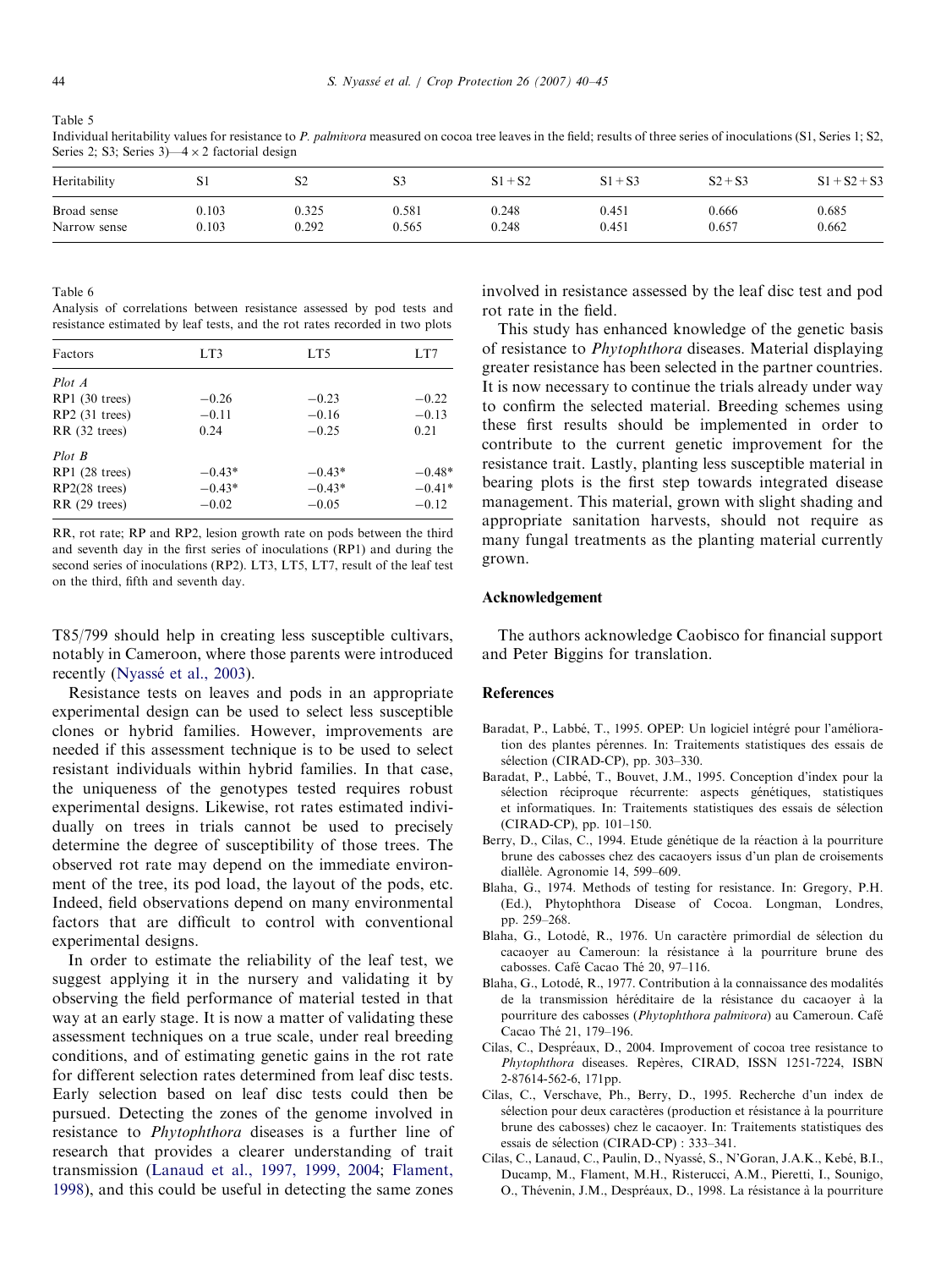Table 5
Individual heritability values for resistance to *P. palmivora* measured on cocoa tree leaves in the field; results of three series of inoculations (S1, Series 1; S2, Series 2; S3; Series 3)—4 × 2 factorial design

| Heritability | S1 | S2 | S3 | S1 + S2 | S1 + S3 | S2 + S3 | S1 + S2 + S3 |
|---|---|---|---|---|---|---|---|
| Broad sense | 0.103 | 0.325 | 0.581 | 0.248 | 0.451 | 0.666 | 0.685 |
| Narrow sense | 0.103 | 0.292 | 0.565 | 0.248 | 0.451 | 0.657 | 0.662 |

Table 6
Analysis of correlations between resistance assessed by pod tests and resistance estimated by leaf tests, and the rot rates recorded in two plots

| Factors | LT3 | LT5 | LT7 |
|---|---|---|---|
| *Plot A* | | | |
| RP1 (30 trees) | −0.26 | −0.23 | −0.22 |
| RP2 (31 trees) | −0.11 | −0.16 | −0.13 |
| RR (32 trees) | 0.24 | −0.25 | 0.21 |
| *Plot B* | | | |
| RP1 (28 trees) | −0.43* | −0.43* | −0.48* |
| RP2(28 trees) | −0.43* | −0.43* | −0.41* |
| RR (29 trees) | −0.02 | −0.05 | −0.12 |

RR, rot rate; RP and RP2, lesion growth rate on pods between the third and seventh day in the first series of inoculations (RP1) and during the second series of inoculations (RP2). LT3, LT5, LT7, result of the leaf test on the third, fifth and seventh day.

T85/799 should help in creating less susceptible cultivars, notably in Cameroon, where those parents were introduced recently (Nyassé et al., 2003).

Resistance tests on leaves and pods in an appropriate experimental design can be used to select less susceptible clones or hybrid families. However, improvements are needed if this assessment technique is to be used to select resistant individuals within hybrid families. In that case, the uniqueness of the genotypes tested requires robust experimental designs. Likewise, rot rates estimated individually on trees in trials cannot be used to precisely determine the degree of susceptibility of those trees. The observed rot rate may depend on the immediate environment of the tree, its pod load, the layout of the pods, etc. Indeed, field observations depend on many environmental factors that are difficult to control with conventional experimental designs.

In order to estimate the reliability of the leaf test, we suggest applying it in the nursery and validating it by observing the field performance of material tested in that way at an early stage. It is now a matter of validating these assessment techniques on a true scale, under real breeding conditions, and of estimating genetic gains in the rot rate for different selection rates determined from leaf disc tests. Early selection based on leaf disc tests could then be pursued. Detecting the zones of the genome involved in resistance to *Phytophthora* diseases is a further line of research that provides a clearer understanding of trait transmission (Lanaud et al., 1997, 1999, 2004; Flament, 1998), and this could be useful in detecting the same zones involved in resistance assessed by the leaf disc test and pod rot rate in the field.

This study has enhanced knowledge of the genetic basis of resistance to *Phytophthora* diseases. Material displaying greater resistance has been selected in the partner countries. It is now necessary to continue the trials already under way to confirm the selected material. Breeding schemes using these first results should be implemented in order to contribute to the current genetic improvement for the resistance trait. Lastly, planting less susceptible material in bearing plots is the first step towards integrated disease management. This material, grown with slight shading and appropriate sanitation harvests, should not require as many fungal treatments as the planting material currently grown.

## Acknowledgement

The authors acknowledge Caobisco for financial support and Peter Biggins for translation.

## References

Baradat, P., Labbé, T., 1995. OPEP: Un logiciel intégré pour l'amélioration des plantes pérennes. In: Traitements statistiques des essais de sélection (CIRAD-CP), pp. 303–330.

Baradat, P., Labbé, T., Bouvet, J.M., 1995. Conception d'index pour la sélection réciproque récurrente: aspects génétiques, statistiques et informatiques. In: Traitements statistiques des essais de sélection (CIRAD-CP), pp. 101–150.

Berry, D., Cilas, C., 1994. Etude génétique de la réaction à la pourriture brune des cabosses chez des cacaoyers issus d'un plan de croisements diallèle. Agronomie 14, 599–609.

Blaha, G., 1974. Methods of testing for resistance. In: Gregory, P.H. (Ed.), Phytophthora Disease of Cocoa. Longman, Londres, pp. 259–268.

Blaha, G., Lotodé, R., 1976. Un caractère primordial de sélection du cacaoyer au Cameroun: la résistance à la pourriture brune des cabosses. Café Cacao Thé 20, 97–116.

Blaha, G., Lotodé, R., 1977. Contribution à la connaissance des modalités de la transmission héréditaire de la résistance du cacaoyer à la pourriture des cabosses (*Phytophthora palmivora*) au Cameroun. Café Cacao Thé 21, 179–196.

Cilas, C., Despréaux, D., 2004. Improvement of cocoa tree resistance to *Phytophthora* diseases. Repères, CIRAD, ISSN 1251-7224, ISBN 2-87614-562-6, 171pp.

Cilas, C., Verschave, Ph., Berry, D., 1995. Recherche d'un index de sélection pour deux caractères (production et résistance à la pourriture brune des cabosses) chez le cacaoyer. In: Traitements statistiques des essais de sélection (CIRAD-CP) : 333–341.

Cilas, C., Lanaud, C., Paulin, D., Nyassé, S., N'Goran, J.A.K., Kebé, B.I., Ducamp, M., Flament, M.H., Risterucci, A.M., Pieretti, I., Sounigo, O., Thévenin, J.M., Despréaux, D., 1998. La résistance à la pourriture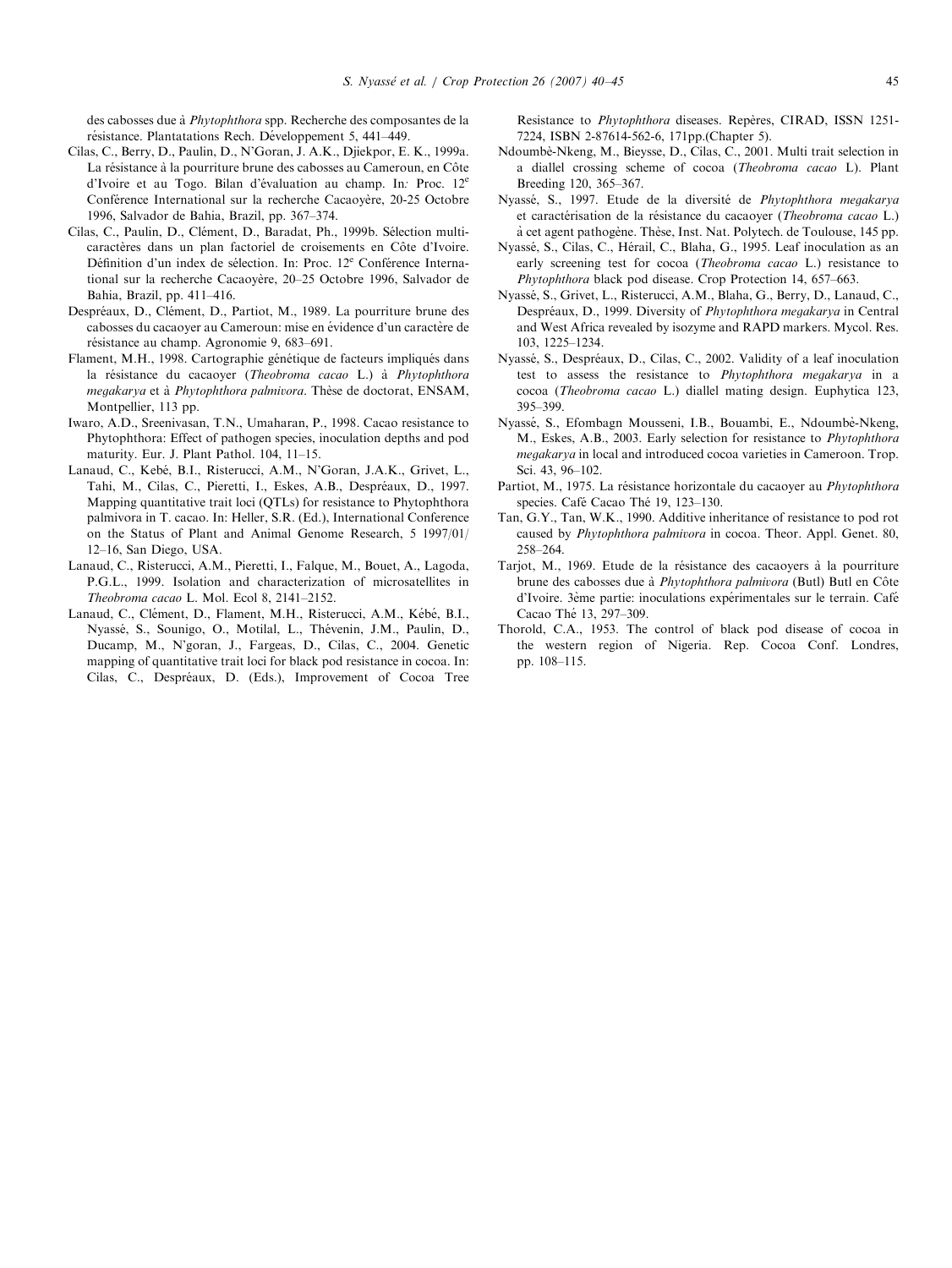des cabosses due à *Phytophthora* spp. Recherche des composantes de la résistance. Plantatations Rech. Développement 5, 441–449.

Cilas, C., Berry, D., Paulin, D., N'Goran, J. A.K., Djiekpor, E. K., 1999a. La résistance à la pourriture brune des cabosses au Cameroun, en Côte d'Ivoire et au Togo. Bilan d'évaluation au champ. In*:* Proc. 12[e] Conférence International sur la recherche Cacaoyère, 20-25 Octobre 1996, Salvador de Bahia, Brazil, pp. 367–374.

Cilas, C., Paulin, D., Clément, D., Baradat, Ph., 1999b. Sélection multi-caractères dans un plan factoriel de croisements en Côte d'Ivoire. Définition d'un index de sélection. In: Proc. 12[e] Conférence International sur la recherche Cacaoyère, 20–25 Octobre 1996, Salvador de Bahia, Brazil, pp. 411–416.

Despréaux, D., Clément, D., Partiot, M., 1989. La pourriture brune des cabosses du cacaoyer au Cameroun: mise en évidence d'un caractère de résistance au champ. Agronomie 9, 683–691.

Flament, M.H., 1998. Cartographie génétique de facteurs impliqués dans la résistance du cacaoyer (*Theobroma cacao* L.) à *Phytophthora megakarya* et à *Phytophthora palmivora*. Thèse de doctorat, ENSAM, Montpellier, 113 pp.

Iwaro, A.D., Sreenivasan, T.N., Umaharan, P., 1998. Cacao resistance to Phytophthora: Effect of pathogen species, inoculation depths and pod maturity. Eur. J. Plant Pathol. 104, 11–15.

Lanaud, C., Kebé, B.I., Risterucci, A.M., N'Goran, J.A.K., Grivet, L., Tahi, M., Cilas, C., Pieretti, I., Eskes, A.B., Despréaux, D., 1997. Mapping quantitative trait loci (QTLs) for resistance to Phytophthora palmivora in T. cacao. In: Heller, S.R. (Ed.), International Conference on the Status of Plant and Animal Genome Research, 5 1997/01/ 12–16, San Diego, USA.

Lanaud, C., Risterucci, A.M., Pieretti, I., Falque, M., Bouet, A., Lagoda, P.G.L., 1999. Isolation and characterization of microsatellites in *Theobroma cacao* L. Mol. Ecol 8, 2141–2152.

Lanaud, C., Clément, D., Flament, M.H., Risterucci, A.M., Kébé, B.I., Nyassé, S., Sounigo, O., Motilal, L., Thévenin, J.M., Paulin, D., Ducamp, M., N'goran, J., Fargeas, D., Cilas, C., 2004. Genetic mapping of quantitative trait loci for black pod resistance in cocoa. In: Cilas, C., Despréaux, D. (Eds.), Improvement of Cocoa Tree Resistance to *Phytophthora* diseases. Repères, CIRAD, ISSN 1251-7224, ISBN 2-87614-562-6, 171pp.(Chapter 5).

Ndoumbè-Nkeng, M., Bieysse, D., Cilas, C., 2001. Multi trait selection in a diallel crossing scheme of cocoa (*Theobroma cacao* L). Plant Breeding 120, 365–367.

Nyassé, S., 1997. Etude de la diversité de *Phytophthora megakarya* et caractérisation de la résistance du cacaoyer (*Theobroma cacao* L.) à cet agent pathogène. Thèse, Inst. Nat. Polytech. de Toulouse, 145 pp.

Nyassé, S., Cilas, C., Hérail, C., Blaha, G., 1995. Leaf inoculation as an early screening test for cocoa (*Theobroma cacao* L.) resistance to *Phytophthora* black pod disease. Crop Protection 14, 657–663.

Nyassé, S., Grivet, L., Risterucci, A.M., Blaha, G., Berry, D., Lanaud, C., Despréaux, D., 1999. Diversity of *Phytophthora megakarya* in Central and West Africa revealed by isozyme and RAPD markers. Mycol. Res. 103, 1225–1234.

Nyassé, S., Despréaux, D., Cilas, C., 2002. Validity of a leaf inoculation test to assess the resistance to *Phytophthora megakarya* in a cocoa (*Theobroma cacao* L.) diallel mating design. Euphytica 123, 395–399.

Nyassé, S., Efombagn Mousseni, I.B., Bouambi, E., Ndoumbè-Nkeng, M., Eskes, A.B., 2003. Early selection for resistance to *Phytophthora megakarya* in local and introduced cocoa varieties in Cameroon. Trop. Sci. 43, 96–102.

Partiot, M., 1975. La résistance horizontale du cacaoyer au *Phytophthora* species. Café Cacao Thé 19, 123–130.

Tan, G.Y., Tan, W.K., 1990. Additive inheritance of resistance to pod rot caused by *Phytophthora palmivora* in cocoa. Theor. Appl. Genet. 80, 258–264.

Tarjot, M., 1969. Etude de la résistance des cacaoyers à la pourriture brune des cabosses due à *Phytophthora palmivora* (Butl) Butl en Côte d'Ivoire. 3ème partie: inoculations expérimentales sur le terrain. Café Cacao Thé 13, 297–309.

Thorold, C.A., 1953. The control of black pod disease of cocoa in the western region of Nigeria. Rep. Cocoa Conf. Londres, pp. 108–115.